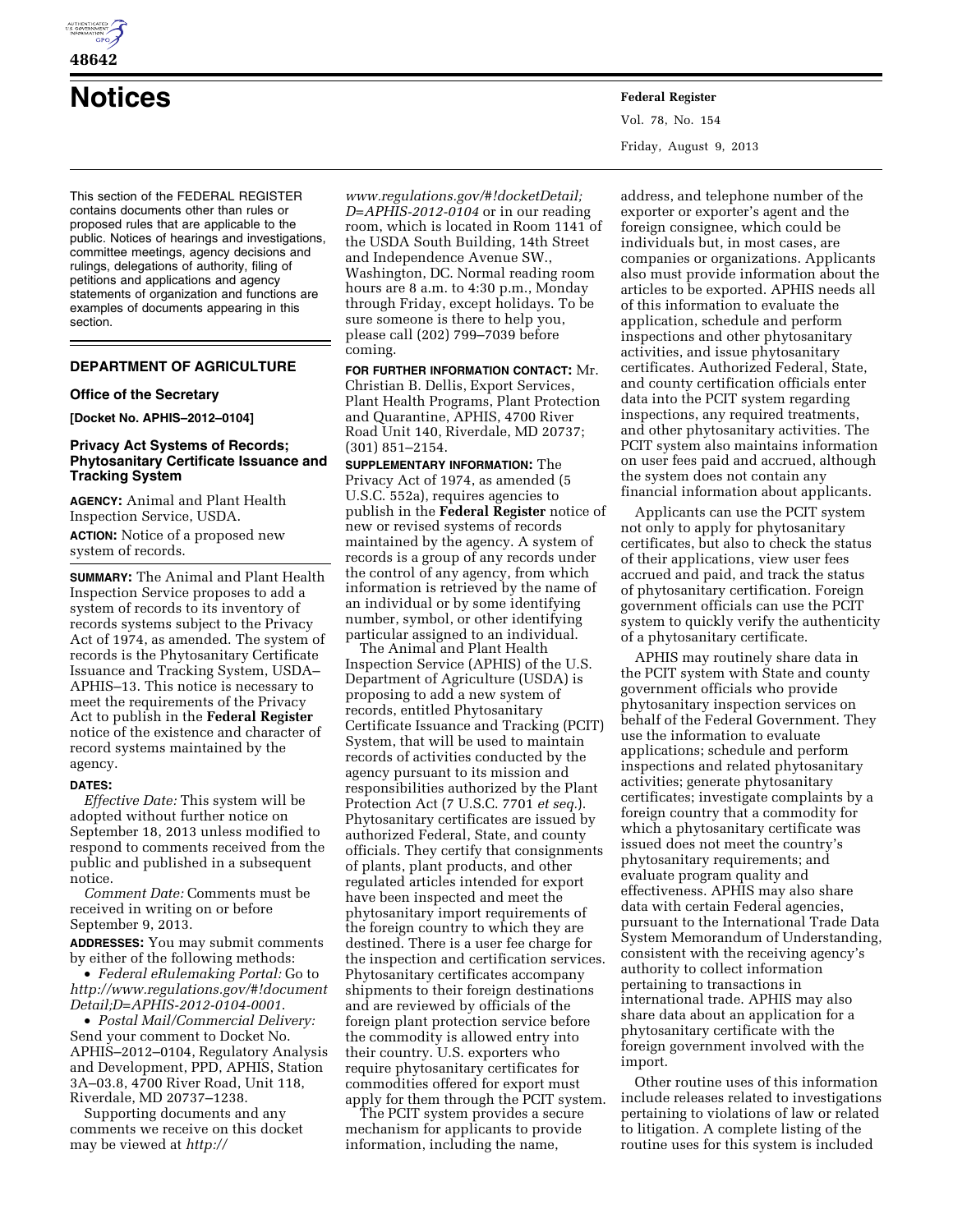# Notices

This section of the FEDERAL REGISTER contains documents other than rules or proposed rules that are applicable to the public. Notices of hearings and investigations, committee meetings, agency decisions and rulings, delegations of authority, filing of petitions and applications and agency statements of organization and functions are examples of documents appearing in this section.

## DEPARTMENT OF AGRICULTURE

### Office of the Secretary

**[Docket No. APHIS–2012–0104]**

### Privacy Act Systems of Records; Phytosanitary Certificate Issuance and Tracking System

**AGENCY:** Animal and Plant Health Inspection Service, USDA.

**ACTION:** Notice of a proposed new system of records.

**SUMMARY:** The Animal and Plant Health Inspection Service proposes to add a system of records to its inventory of records systems subject to the Privacy Act of 1974, as amended. The system of records is the Phytosanitary Certificate Issuance and Tracking System, USDA–APHIS–13. This notice is necessary to meet the requirements of the Privacy Act to publish in the **Federal Register** notice of the existence and character of record systems maintained by the agency.

**DATES:**

*Effective Date:* This system will be adopted without further notice on September 18, 2013 unless modified to respond to comments received from the public and published in a subsequent notice.

*Comment Date:* Comments must be received in writing on or before September 9, 2013.

**ADDRESSES:** You may submit comments by either of the following methods:

- *Federal eRulemaking Portal:* Go to *http://www.regulations.gov/#!documentDetail;D=APHIS-2012-0104-0001*.
- *Postal Mail/Commercial Delivery:* Send your comment to Docket No. APHIS–2012–0104, Regulatory Analysis and Development, PPD, APHIS, Station 3A–03.8, 4700 River Road, Unit 118, Riverdale, MD 20737–1238.

Supporting documents and any comments we receive on this docket may be viewed at *http://www.regulations.gov/#!docketDetail;D=APHIS-2012-0104* or in our reading room, which is located in Room 1141 of the USDA South Building, 14th Street and Independence Avenue SW., Washington, DC. Normal reading room hours are 8 a.m. to 4:30 p.m., Monday through Friday, except holidays. To be sure someone is there to help you, please call (202) 799–7039 before coming.

**FOR FURTHER INFORMATION CONTACT:** Mr. Christian B. Dellis, Export Services, Plant Health Programs, Plant Protection and Quarantine, APHIS, 4700 River Road Unit 140, Riverdale, MD 20737; (301) 851–2154.

**SUPPLEMENTARY INFORMATION:** The Privacy Act of 1974, as amended (5 U.S.C. 552a), requires agencies to publish in the **Federal Register** notice of new or revised systems of records maintained by the agency. A system of records is a group of any records under the control of any agency, from which information is retrieved by the name of an individual or by some identifying number, symbol, or other identifying particular assigned to an individual.

The Animal and Plant Health Inspection Service (APHIS) of the U.S. Department of Agriculture (USDA) is proposing to add a new system of records, entitled Phytosanitary Certificate Issuance and Tracking (PCIT) System, that will be used to maintain records of activities conducted by the agency pursuant to its mission and responsibilities authorized by the Plant Protection Act (7 U.S.C. 7701 *et seq.*). Phytosanitary certificates are issued by authorized Federal, State, and county officials. They certify that consignments of plants, plant products, and other regulated articles intended for export have been inspected and meet the phytosanitary import requirements of the foreign country to which they are destined. There is a user fee charge for the inspection and certification services. Phytosanitary certificates accompany shipments to their foreign destinations and are reviewed by officials of the foreign plant protection service before the commodity is allowed entry into their country. U.S. exporters who require phytosanitary certificates for commodities offered for export must apply for them through the PCIT system.

The PCIT system provides a secure mechanism for applicants to provide information, including the name, address, and telephone number of the exporter or exporter's agent and the foreign consignee, which could be individuals but, in most cases, are companies or organizations. Applicants also must provide information about the articles to be exported. APHIS needs all of this information to evaluate the application, schedule and perform inspections and other phytosanitary activities, and issue phytosanitary certificates. Authorized Federal, State, and county certification officials enter data into the PCIT system regarding inspections, any required treatments, and other phytosanitary activities. The PCIT system also maintains information on user fees paid and accrued, although the system does not contain any financial information about applicants.

Applicants can use the PCIT system not only to apply for phytosanitary certificates, but also to check the status of their applications, view user fees accrued and paid, and track the status of phytosanitary certification. Foreign government officials can use the PCIT system to quickly verify the authenticity of a phytosanitary certificate.

APHIS may routinely share data in the PCIT system with State and county government officials who provide phytosanitary inspection services on behalf of the Federal Government. They use the information to evaluate applications; schedule and perform inspections and related phytosanitary activities; generate phytosanitary certificates; investigate complaints by a foreign country that a commodity for which a phytosanitary certificate was issued does not meet the country's phytosanitary requirements; and evaluate program quality and effectiveness. APHIS may also share data with certain Federal agencies, pursuant to the International Trade Data System Memorandum of Understanding, consistent with the receiving agency's authority to collect information pertaining to transactions in international trade. APHIS may also share data about an application for a phytosanitary certificate with the foreign government involved with the import.

Other routine uses of this information include releases related to investigations pertaining to violations of law or related to litigation. A complete listing of the routine uses for this system is included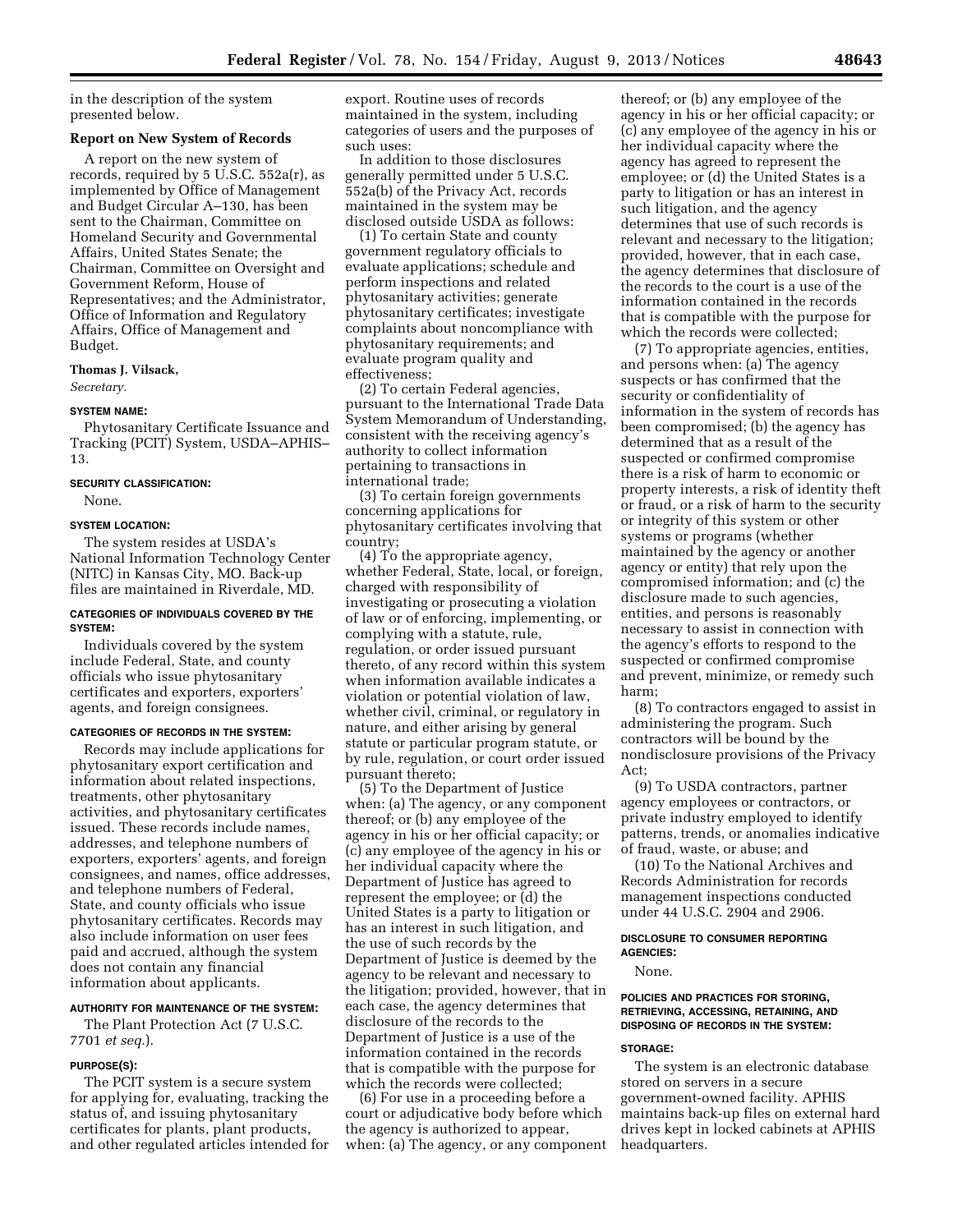in the description of the system presented below.

### Report on New System of Records

A report on the new system of records, required by 5 U.S.C. 552a(r), as implemented by Office of Management and Budget Circular A–130, has been sent to the Chairman, Committee on Homeland Security and Governmental Affairs, United States Senate; the Chairman, Committee on Oversight and Government Reform, House of Representatives; and the Administrator, Office of Information and Regulatory Affairs, Office of Management and Budget.

**Thomas J. Vilsack,**

*Secretary.*

#### SYSTEM NAME:

Phytosanitary Certificate Issuance and Tracking (PCIT) System, USDA–APHIS–13.

#### SECURITY CLASSIFICATION:

None.

#### SYSTEM LOCATION:

The system resides at USDA's National Information Technology Center (NITC) in Kansas City, MO. Back-up files are maintained in Riverdale, MD.

#### CATEGORIES OF INDIVIDUALS COVERED BY THE SYSTEM:

Individuals covered by the system include Federal, State, and county officials who issue phytosanitary certificates and exporters, exporters' agents, and foreign consignees.

#### CATEGORIES OF RECORDS IN THE SYSTEM:

Records may include applications for phytosanitary export certification and information about related inspections, treatments, other phytosanitary activities, and phytosanitary certificates issued. These records include names, addresses, and telephone numbers of exporters, exporters' agents, and foreign consignees, and names, office addresses, and telephone numbers of Federal, State, and county officials who issue phytosanitary certificates. Records may also include information on user fees paid and accrued, although the system does not contain any financial information about applicants.

#### AUTHORITY FOR MAINTENANCE OF THE SYSTEM:

The Plant Protection Act (7 U.S.C. 7701 *et seq.*).

#### PURPOSE(S):

The PCIT system is a secure system for applying for, evaluating, tracking the status of, and issuing phytosanitary certificates for plants, plant products, and other regulated articles intended for export. Routine uses of records maintained in the system, including categories of users and the purposes of such uses:

In addition to those disclosures generally permitted under 5 U.S.C. 552a(b) of the Privacy Act, records maintained in the system may be disclosed outside USDA as follows:

(1) To certain State and county government regulatory officials to evaluate applications; schedule and perform inspections and related phytosanitary activities; generate phytosanitary certificates; investigate complaints about noncompliance with phytosanitary requirements; and evaluate program quality and effectiveness;

(2) To certain Federal agencies, pursuant to the International Trade Data System Memorandum of Understanding, consistent with the receiving agency's authority to collect information pertaining to transactions in international trade;

(3) To certain foreign governments concerning applications for phytosanitary certificates involving that country;

(4) To the appropriate agency, whether Federal, State, local, or foreign, charged with responsibility of investigating or prosecuting a violation of law or of enforcing, implementing, or complying with a statute, rule, regulation, or order issued pursuant thereto, of any record within this system when information available indicates a violation or potential violation of law, whether civil, criminal, or regulatory in nature, and either arising by general statute or particular program statute, or by rule, regulation, or court order issued pursuant thereto;

(5) To the Department of Justice when: (a) The agency, or any component thereof; or (b) any employee of the agency in his or her official capacity; or (c) any employee of the agency in his or her individual capacity where the Department of Justice has agreed to represent the employee; or (d) the United States is a party to litigation or has an interest in such litigation, and the use of such records by the Department of Justice is deemed by the agency to be relevant and necessary to the litigation; provided, however, that in each case, the agency determines that disclosure of the records to the Department of Justice is a use of the information contained in the records that is compatible with the purpose for which the records were collected;

(6) For use in a proceeding before a court or adjudicative body before which the agency is authorized to appear, when: (a) The agency, or any component thereof; or (b) any employee of the agency in his or her official capacity; or (c) any employee of the agency in his or her individual capacity where the agency has agreed to represent the employee; or (d) the United States is a party to litigation or has an interest in such litigation, and the agency determines that use of such records is relevant and necessary to the litigation; provided, however, that in each case, the agency determines that disclosure of the records to the court is a use of the information contained in the records that is compatible with the purpose for which the records were collected;

(7) To appropriate agencies, entities, and persons when: (a) The agency suspects or has confirmed that the security or confidentiality of information in the system of records has been compromised; (b) the agency has determined that as a result of the suspected or confirmed compromise there is a risk of harm to economic or property interests, a risk of identity theft or fraud, or a risk of harm to the security or integrity of this system or other systems or programs (whether maintained by the agency or another agency or entity) that rely upon the compromised information; and (c) the disclosure made to such agencies, entities, and persons is reasonably necessary to assist in connection with the agency's efforts to respond to the suspected or confirmed compromise and prevent, minimize, or remedy such harm;

(8) To contractors engaged to assist in administering the program. Such contractors will be bound by the nondisclosure provisions of the Privacy Act;

(9) To USDA contractors, partner agency employees or contractors, or private industry employed to identify patterns, trends, or anomalies indicative of fraud, waste, or abuse; and

(10) To the National Archives and Records Administration for records management inspections conducted under 44 U.S.C. 2904 and 2906.

#### DISCLOSURE TO CONSUMER REPORTING AGENCIES:

None.

#### POLICIES AND PRACTICES FOR STORING, RETRIEVING, ACCESSING, RETAINING, AND DISPOSING OF RECORDS IN THE SYSTEM:

#### STORAGE:

The system is an electronic database stored on servers in a secure government-owned facility. APHIS maintains back-up files on external hard drives kept in locked cabinets at APHIS headquarters.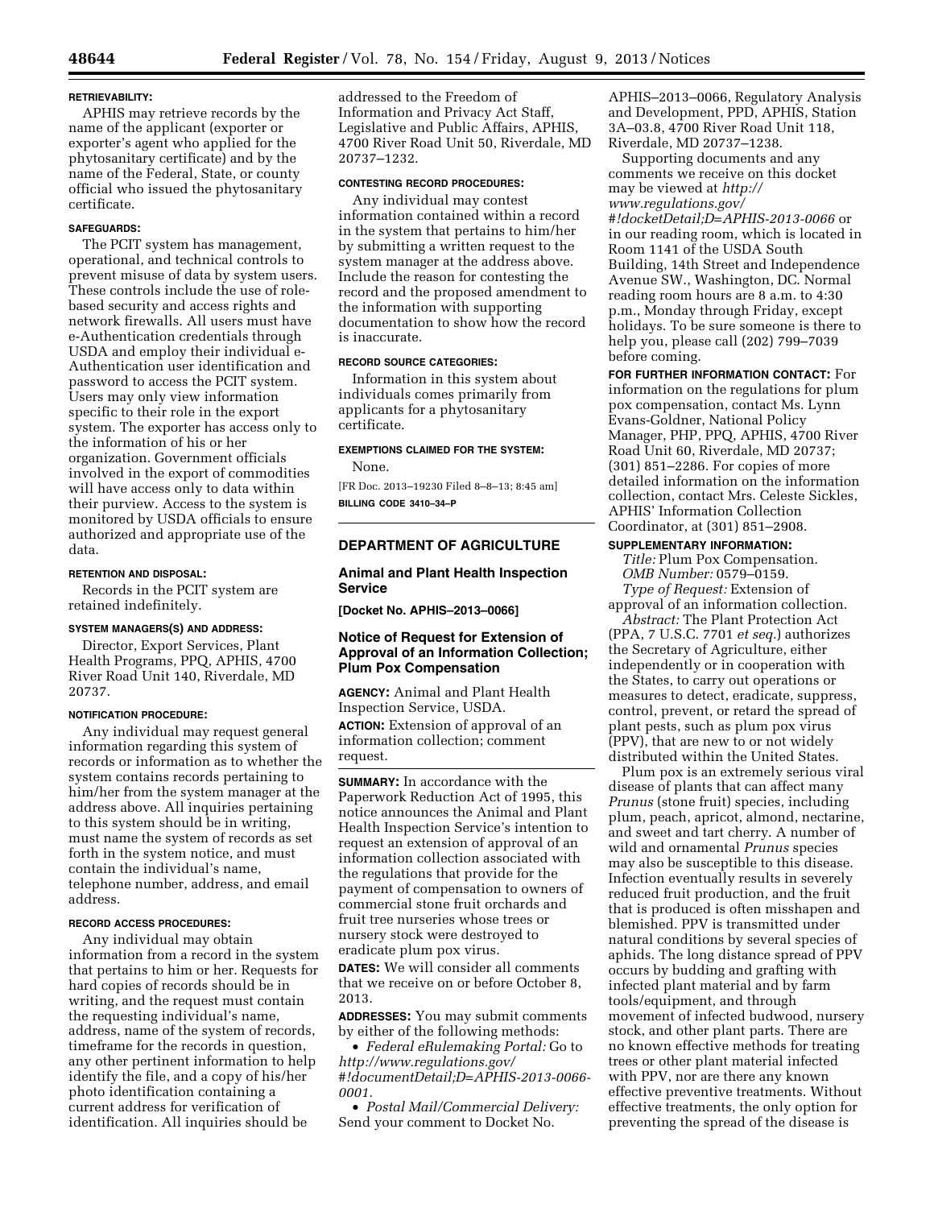**RETRIEVABILITY:**

APHIS may retrieve records by the name of the applicant (exporter or exporter's agent who applied for the phytosanitary certificate) and by the name of the Federal, State, or county official who issued the phytosanitary certificate.

**SAFEGUARDS:**

The PCIT system has management, operational, and technical controls to prevent misuse of data by system users. These controls include the use of role-based security and access rights and network firewalls. All users must have e-Authentication credentials through USDA and employ their individual e-Authentication user identification and password to access the PCIT system. Users may only view information specific to their role in the export system. The exporter has access only to the information of his or her organization. Government officials involved in the export of commodities will have access only to data within their purview. Access to the system is monitored by USDA officials to ensure authorized and appropriate use of the data.

**RETENTION AND DISPOSAL:**

Records in the PCIT system are retained indefinitely.

**SYSTEM MANAGERS(S) AND ADDRESS:**

Director, Export Services, Plant Health Programs, PPQ, APHIS, 4700 River Road Unit 140, Riverdale, MD 20737.

**NOTIFICATION PROCEDURE:**

Any individual may request general information regarding this system of records or information as to whether the system contains records pertaining to him/her from the system manager at the address above. All inquiries pertaining to this system should be in writing, must name the system of records as set forth in the system notice, and must contain the individual's name, telephone number, address, and email address.

**RECORD ACCESS PROCEDURES:**

Any individual may obtain information from a record in the system that pertains to him or her. Requests for hard copies of records should be in writing, and the request must contain the requesting individual's name, address, name of the system of records, timeframe for the records in question, any other pertinent information to help identify the file, and a copy of his/her photo identification containing a current address for verification of identification. All inquiries should be addressed to the Freedom of Information and Privacy Act Staff, Legislative and Public Affairs, APHIS, 4700 River Road Unit 50, Riverdale, MD 20737–1232.

**CONTESTING RECORD PROCEDURES:**

Any individual may contest information contained within a record in the system that pertains to him/her by submitting a written request to the system manager at the address above. Include the reason for contesting the record and the proposed amendment to the information with supporting documentation to show how the record is inaccurate.

**RECORD SOURCE CATEGORIES:**

Information in this system about individuals comes primarily from applicants for a phytosanitary certificate.

**EXEMPTIONS CLAIMED FOR THE SYSTEM:**

None.

[FR Doc. 2013–19230 Filed 8–8–13; 8:45 am]

**BILLING CODE 3410–34–P**

---

## DEPARTMENT OF AGRICULTURE

### Animal and Plant Health Inspection Service

**[Docket No. APHIS–2013–0066]**

### Notice of Request for Extension of Approval of an Information Collection; Plum Pox Compensation

**AGENCY:** Animal and Plant Health Inspection Service, USDA.

**ACTION:** Extension of approval of an information collection; comment request.

**SUMMARY:** In accordance with the Paperwork Reduction Act of 1995, this notice announces the Animal and Plant Health Inspection Service's intention to request an extension of approval of an information collection associated with the regulations that provide for the payment of compensation to owners of commercial stone fruit orchards and fruit tree nurseries whose trees or nursery stock were destroyed to eradicate plum pox virus.

**DATES:** We will consider all comments that we receive on or before October 8, 2013.

**ADDRESSES:** You may submit comments by either of the following methods:

- *Federal eRulemaking Portal:* Go to *http://www.regulations.gov/#!documentDetail;D=APHIS-2013-0066-0001*.
- *Postal Mail/Commercial Delivery:* Send your comment to Docket No. APHIS–2013–0066, Regulatory Analysis and Development, PPD, APHIS, Station 3A–03.8, 4700 River Road Unit 118, Riverdale, MD 20737–1238.

Supporting documents and any comments we receive on this docket may be viewed at *http://www.regulations.gov/#!docketDetail;D=APHIS-2013-0066* or in our reading room, which is located in Room 1141 of the USDA South Building, 14th Street and Independence Avenue SW., Washington, DC. Normal reading room hours are 8 a.m. to 4:30 p.m., Monday through Friday, except holidays. To be sure someone is there to help you, please call (202) 799–7039 before coming.

**FOR FURTHER INFORMATION CONTACT:** For information on the regulations for plum pox compensation, contact Ms. Lynn Evans-Goldner, National Policy Manager, PHP, PPQ, APHIS, 4700 River Road Unit 60, Riverdale, MD 20737; (301) 851–2286. For copies of more detailed information on the information collection, contact Mrs. Celeste Sickles, APHIS' Information Collection Coordinator, at (301) 851–2908.

**SUPPLEMENTARY INFORMATION:**

*Title:* Plum Pox Compensation.

*OMB Number:* 0579–0159.

*Type of Request:* Extension of approval of an information collection.

*Abstract:* The Plant Protection Act (PPA, 7 U.S.C. 7701 *et seq.*) authorizes the Secretary of Agriculture, either independently or in cooperation with the States, to carry out operations or measures to detect, eradicate, suppress, control, prevent, or retard the spread of plant pests, such as plum pox virus (PPV), that are new to or not widely distributed within the United States.

Plum pox is an extremely serious viral disease of plants that can affect many *Prunus* (stone fruit) species, including plum, peach, apricot, almond, nectarine, and sweet and tart cherry. A number of wild and ornamental *Prunus* species may also be susceptible to this disease. Infection eventually results in severely reduced fruit production, and the fruit that is produced is often misshapen and blemished. PPV is transmitted under natural conditions by several species of aphids. The long distance spread of PPV occurs by budding and grafting with infected plant material and by farm tools/equipment, and through movement of infected budwood, nursery stock, and other plant parts. There are no known effective methods for treating trees or other plant material infected with PPV, nor are there any known effective preventive treatments. Without effective treatments, the only option for preventing the spread of the disease is